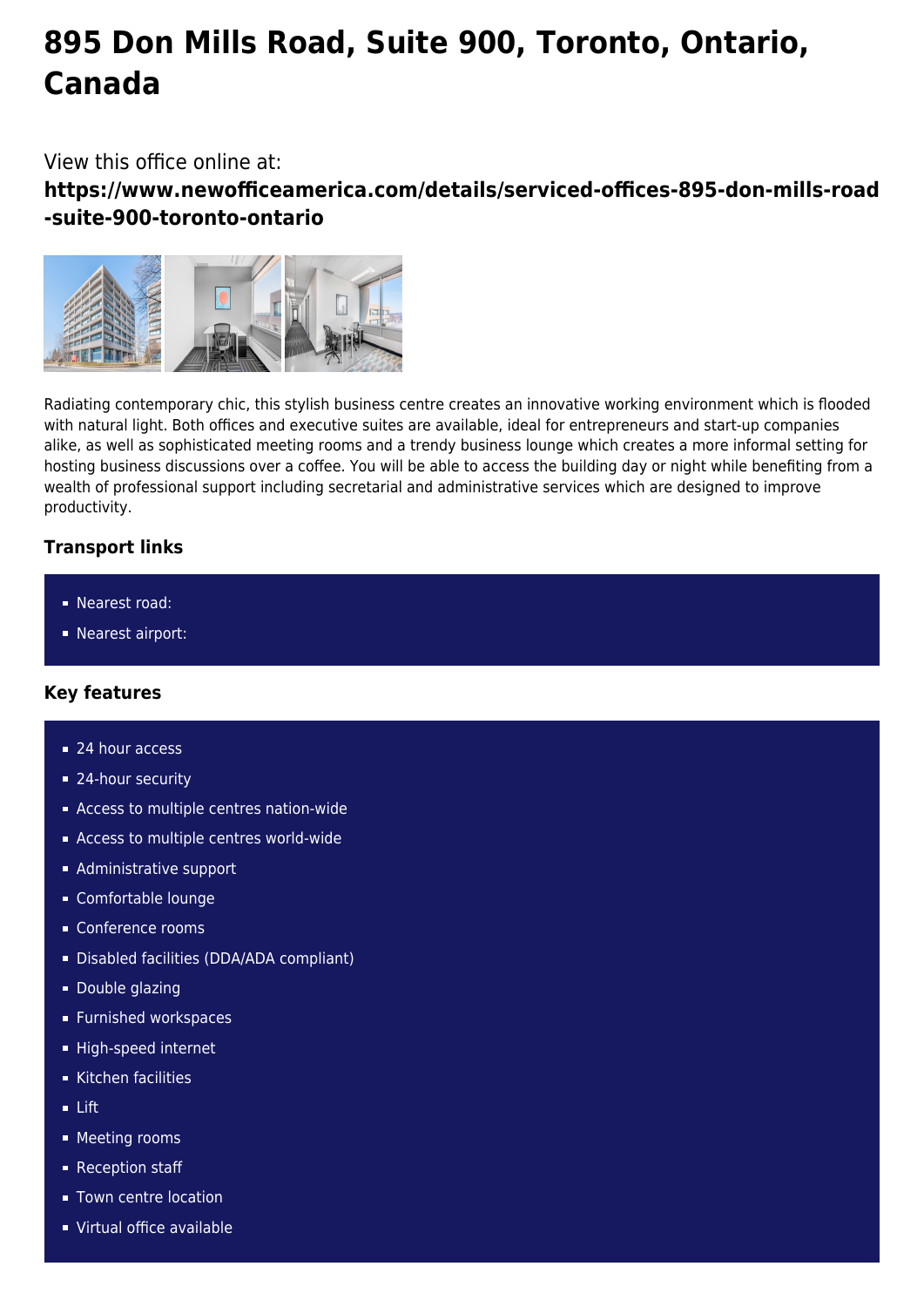# 895 Don Mills Road, Suite 900, Toronto, Ontario, Canada

View this office online at:

**https://www.newofficeamerica.com/details/serviced-offices-895-don-mills-road-suite-900-toronto-ontario**

Radiating contemporary chic, this stylish business centre creates an innovative working environment which is flooded with natural light. Both offices and executive suites are available, ideal for entrepreneurs and start-up companies alike, as well as sophisticated meeting rooms and a trendy business lounge which creates a more informal setting for hosting business discussions over a coffee. You will be able to access the building day or night while benefiting from a wealth of professional support including secretarial and administrative services which are designed to improve productivity.

### Transport links

- Nearest road:
- Nearest airport:

### Key features

- 24 hour access
- 24-hour security
- Access to multiple centres nation-wide
- Access to multiple centres world-wide
- Administrative support
- Comfortable lounge
- Conference rooms
- Disabled facilities (DDA/ADA compliant)
- Double glazing
- Furnished workspaces
- High-speed internet
- Kitchen facilities
- Lift
- Meeting rooms
- Reception staff
- Town centre location
- Virtual office available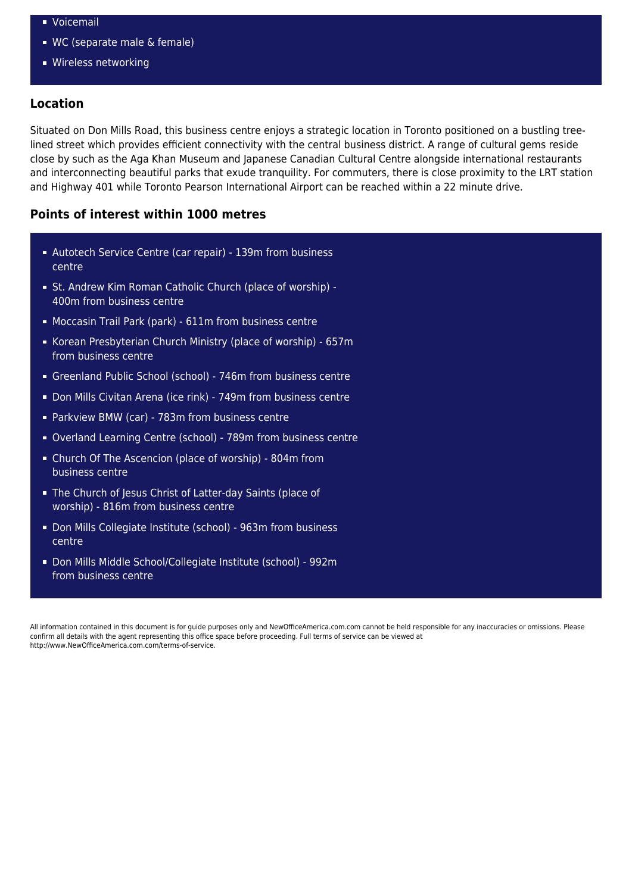- Voicemail
- WC (separate male & female)
- Wireless networking

## Location

Situated on Don Mills Road, this business centre enjoys a strategic location in Toronto positioned on a bustling tree-lined street which provides efficient connectivity with the central business district. A range of cultural gems reside close by such as the Aga Khan Museum and Japanese Canadian Cultural Centre alongside international restaurants and interconnecting beautiful parks that exude tranquility. For commuters, there is close proximity to the LRT station and Highway 401 while Toronto Pearson International Airport can be reached within a 22 minute drive.

## Points of interest within 1000 metres

- Autotech Service Centre (car repair) - 139m from business centre
- St. Andrew Kim Roman Catholic Church (place of worship) - 400m from business centre
- Moccasin Trail Park (park) - 611m from business centre
- Korean Presbyterian Church Ministry (place of worship) - 657m from business centre
- Greenland Public School (school) - 746m from business centre
- Don Mills Civitan Arena (ice rink) - 749m from business centre
- Parkview BMW (car) - 783m from business centre
- Overland Learning Centre (school) - 789m from business centre
- Church Of The Ascencion (place of worship) - 804m from business centre
- The Church of Jesus Christ of Latter-day Saints (place of worship) - 816m from business centre
- Don Mills Collegiate Institute (school) - 963m from business centre
- Don Mills Middle School/Collegiate Institute (school) - 992m from business centre

All information contained in this document is for guide purposes only and NewOfficeAmerica.com.com cannot be held responsible for any inaccuracies or omissions. Please confirm all details with the agent representing this office space before proceeding. Full terms of service can be viewed at http://www.NewOfficeAmerica.com.com/terms-of-service.